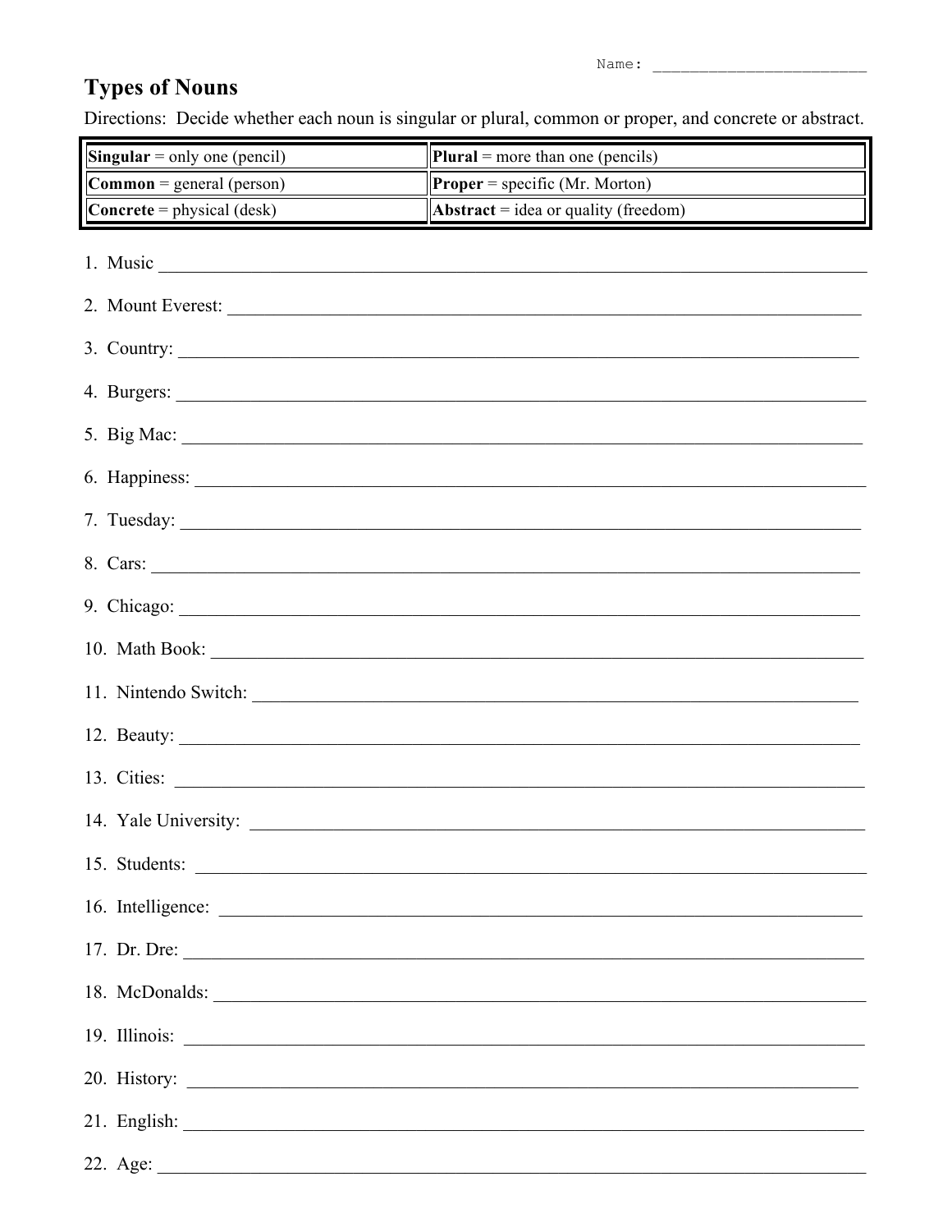Name: _______________________

# Types of Nouns

Directions: Decide whether each noun is singular or plural, common or proper, and concrete or abstract.

| | |
|---|---|
| **Singular** = only one (pencil) | **Plural** = more than one (pencils) |
| **Common** = general (person) | **Proper** = specific (Mr. Morton) |
| **Concrete** = physical (desk) | **Abstract** = idea or quality (freedom) |

1. Music ______________________________________________________________

2. Mount Everest: ______________________________________________________

3. Country: ___________________________________________________________

4. Burgers: ___________________________________________________________

5. Big Mac: ___________________________________________________________

6. Happiness: _________________________________________________________

7. Tuesday: ___________________________________________________________

8. Cars: ______________________________________________________________

9. Chicago: ___________________________________________________________

10. Math Book: ________________________________________________________

11. Nintendo Switch: ___________________________________________________

12. Beauty: ___________________________________________________________

13. Cities: ___________________________________________________________

14. Yale University: ___________________________________________________

15. Students: _________________________________________________________

16. Intelligence: ______________________________________________________

17. Dr. Dre: __________________________________________________________

18. McDonalds: ________________________________________________________

19. Illinois: _________________________________________________________

20. History: __________________________________________________________

21. English: __________________________________________________________

22. Age: ______________________________________________________________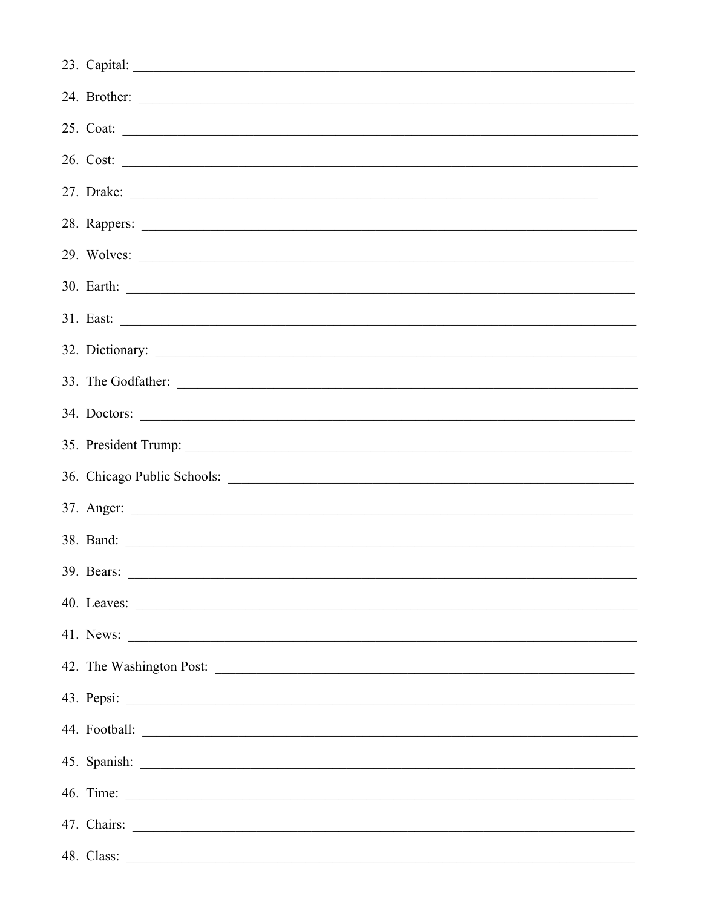23. Capital: ___________________________________________________________________________

24. Brother: ___________________________________________________________________________

25. Coat: ______________________________________________________________________________

26. Cost: ______________________________________________________________________________

27. Drake: _______________________________________________________________________

28. Rappers: ___________________________________________________________________________

29. Wolves: ____________________________________________________________________________

30. Earth: _____________________________________________________________________________

31. East: ______________________________________________________________________________

32. Dictionary: ________________________________________________________________________

33. The Godfather: _____________________________________________________________________

34. Doctors: ___________________________________________________________________________

35. President Trump: ___________________________________________________________________

36. Chicago Public Schools: ____________________________________________________________

37. Anger: _____________________________________________________________________________

38. Band: ______________________________________________________________________________

39. Bears: _____________________________________________________________________________

40. Leaves: ____________________________________________________________________________

41. News: ______________________________________________________________________________

42. The Washington Post: _______________________________________________________________

43. Pepsi: _____________________________________________________________________________

44. Football: __________________________________________________________________________

45. Spanish: ___________________________________________________________________________

46. Time: ______________________________________________________________________________

47. Chairs: ____________________________________________________________________________

48. Class: _____________________________________________________________________________